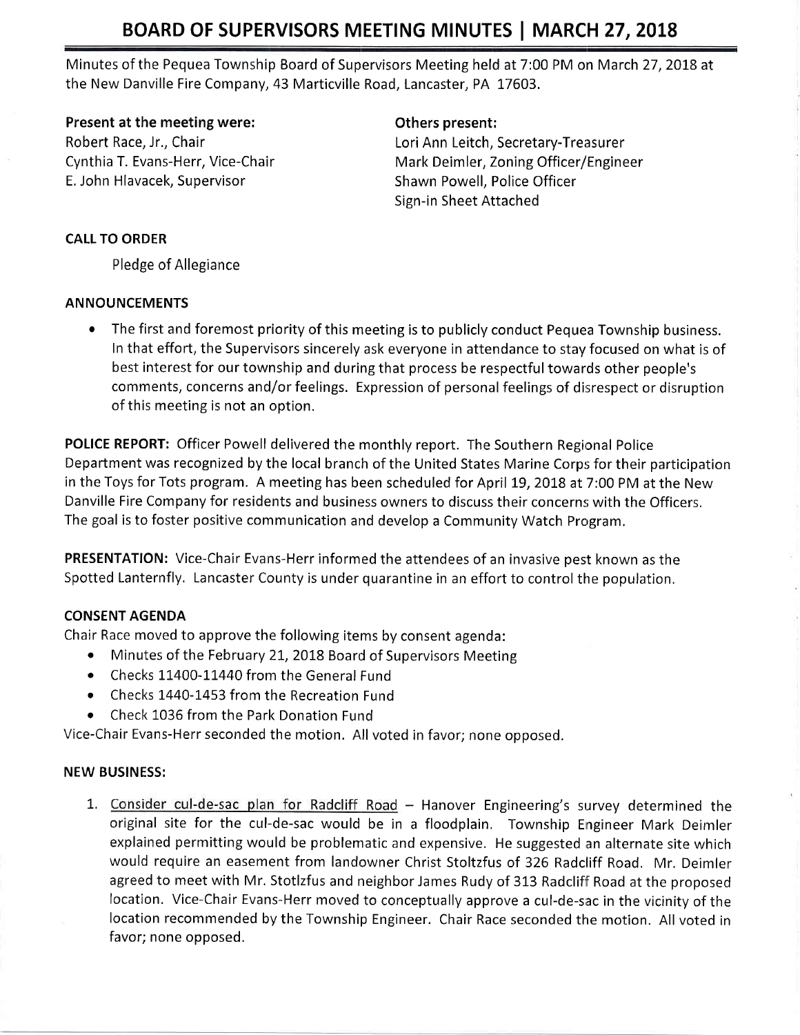# BOARD OF SUPERVISORS MEETING MINUTES | MARCH 27, 2018

Minutes of the Pequea Township Board of Supervisors Meeting held at 7:00 PM on March 27, 2018 at the New Danville Fire Company, 43 Marticville Road, Lancaster, PA 17603.

**Present at the meeting were:**
Robert Race, Jr., Chair
Cynthia T. Evans-Herr, Vice-Chair
E. John Hlavacek, Supervisor

**Others present:**
Lori Ann Leitch, Secretary-Treasurer
Mark Deimler, Zoning Officer/Engineer
Shawn Powell, Police Officer
Sign-in Sheet Attached

**CALL TO ORDER**

Pledge of Allegiance

**ANNOUNCEMENTS**

- The first and foremost priority of this meeting is to publicly conduct Pequea Township business. In that effort, the Supervisors sincerely ask everyone in attendance to stay focused on what is of best interest for our township and during that process be respectful towards other people's comments, concerns and/or feelings. Expression of personal feelings of disrespect or disruption of this meeting is not an option.

**POLICE REPORT:** Officer Powell delivered the monthly report. The Southern Regional Police Department was recognized by the local branch of the United States Marine Corps for their participation in the Toys for Tots program. A meeting has been scheduled for April 19, 2018 at 7:00 PM at the New Danville Fire Company for residents and business owners to discuss their concerns with the Officers. The goal is to foster positive communication and develop a Community Watch Program.

**PRESENTATION:** Vice-Chair Evans-Herr informed the attendees of an invasive pest known as the Spotted Lanternfly. Lancaster County is under quarantine in an effort to control the population.

**CONSENT AGENDA**

Chair Race moved to approve the following items by consent agenda:

- Minutes of the February 21, 2018 Board of Supervisors Meeting
- Checks 11400-11440 from the General Fund
- Checks 1440-1453 from the Recreation Fund
- Check 1036 from the Park Donation Fund

Vice-Chair Evans-Herr seconded the motion. All voted in favor; none opposed.

**NEW BUSINESS:**

1. Consider cul-de-sac plan for Radcliff Road – Hanover Engineering's survey determined the original site for the cul-de-sac would be in a floodplain. Township Engineer Mark Deimler explained permitting would be problematic and expensive. He suggested an alternate site which would require an easement from landowner Christ Stoltzfus of 326 Radcliff Road. Mr. Deimler agreed to meet with Mr. Stotlzfus and neighbor James Rudy of 313 Radcliff Road at the proposed location. Vice-Chair Evans-Herr moved to conceptually approve a cul-de-sac in the vicinity of the location recommended by the Township Engineer. Chair Race seconded the motion. All voted in favor; none opposed.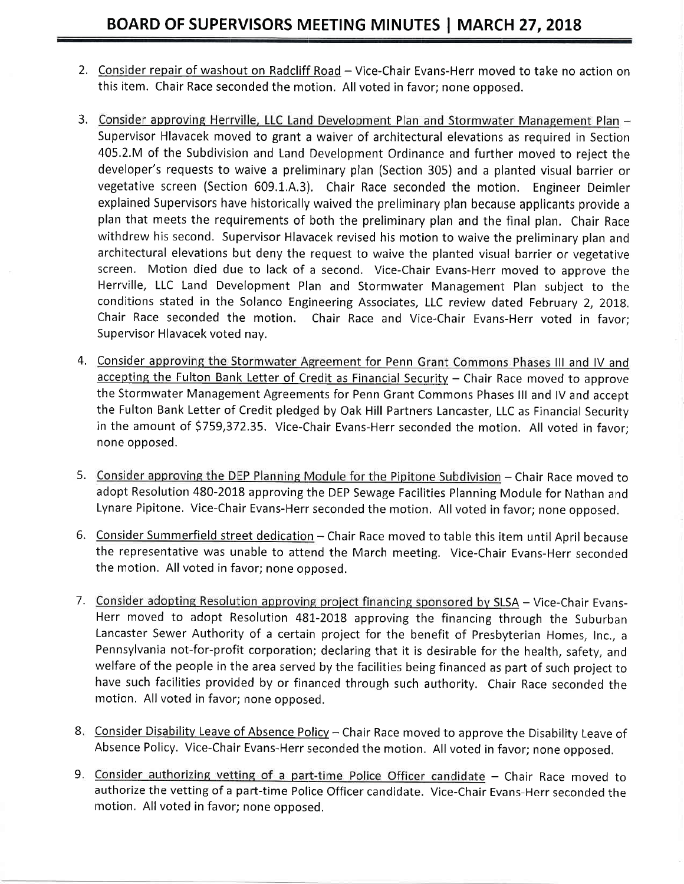2. <u>Consider repair of washout on Radcliff Road</u> – Vice-Chair Evans-Herr moved to take no action on this item. Chair Race seconded the motion. All voted in favor; none opposed.

3. <u>Consider approving Herrville, LLC Land Development Plan and Stormwater Management Plan</u> – Supervisor Hlavacek moved to grant a waiver of architectural elevations as required in Section 405.2.M of the Subdivision and Land Development Ordinance and further moved to reject the developer's requests to waive a preliminary plan (Section 305) and a planted visual barrier or vegetative screen (Section 609.1.A.3). Chair Race seconded the motion. Engineer Deimler explained Supervisors have historically waived the preliminary plan because applicants provide a plan that meets the requirements of both the preliminary plan and the final plan. Chair Race withdrew his second. Supervisor Hlavacek revised his motion to waive the preliminary plan and architectural elevations but deny the request to waive the planted visual barrier or vegetative screen. Motion died due to lack of a second. Vice-Chair Evans-Herr moved to approve the Herrville, LLC Land Development Plan and Stormwater Management Plan subject to the conditions stated in the Solanco Engineering Associates, LLC review dated February 2, 2018. Chair Race seconded the motion. Chair Race and Vice-Chair Evans-Herr voted in favor; Supervisor Hlavacek voted nay.

4. <u>Consider approving the Stormwater Agreement for Penn Grant Commons Phases III and IV and accepting the Fulton Bank Letter of Credit as Financial Security</u> – Chair Race moved to approve the Stormwater Management Agreements for Penn Grant Commons Phases III and IV and accept the Fulton Bank Letter of Credit pledged by Oak Hill Partners Lancaster, LLC as Financial Security in the amount of $759,372.35. Vice-Chair Evans-Herr seconded the motion. All voted in favor; none opposed.

5. <u>Consider approving the DEP Planning Module for the Pipitone Subdivision</u> – Chair Race moved to adopt Resolution 480-2018 approving the DEP Sewage Facilities Planning Module for Nathan and Lynare Pipitone. Vice-Chair Evans-Herr seconded the motion. All voted in favor; none opposed.

6. <u>Consider Summerfield street dedication</u> – Chair Race moved to table this item until April because the representative was unable to attend the March meeting. Vice-Chair Evans-Herr seconded the motion. All voted in favor; none opposed.

7. <u>Consider adopting Resolution approving project financing sponsored by SLSA</u> – Vice-Chair Evans-Herr moved to adopt Resolution 481-2018 approving the financing through the Suburban Lancaster Sewer Authority of a certain project for the benefit of Presbyterian Homes, Inc., a Pennsylvania not-for-profit corporation; declaring that it is desirable for the health, safety, and welfare of the people in the area served by the facilities being financed as part of such project to have such facilities provided by or financed through such authority. Chair Race seconded the motion. All voted in favor; none opposed.

8. <u>Consider Disability Leave of Absence Policy</u> – Chair Race moved to approve the Disability Leave of Absence Policy. Vice-Chair Evans-Herr seconded the motion. All voted in favor; none opposed.

9. <u>Consider authorizing vetting of a part-time Police Officer candidate</u> – Chair Race moved to authorize the vetting of a part-time Police Officer candidate. Vice-Chair Evans-Herr seconded the motion. All voted in favor; none opposed.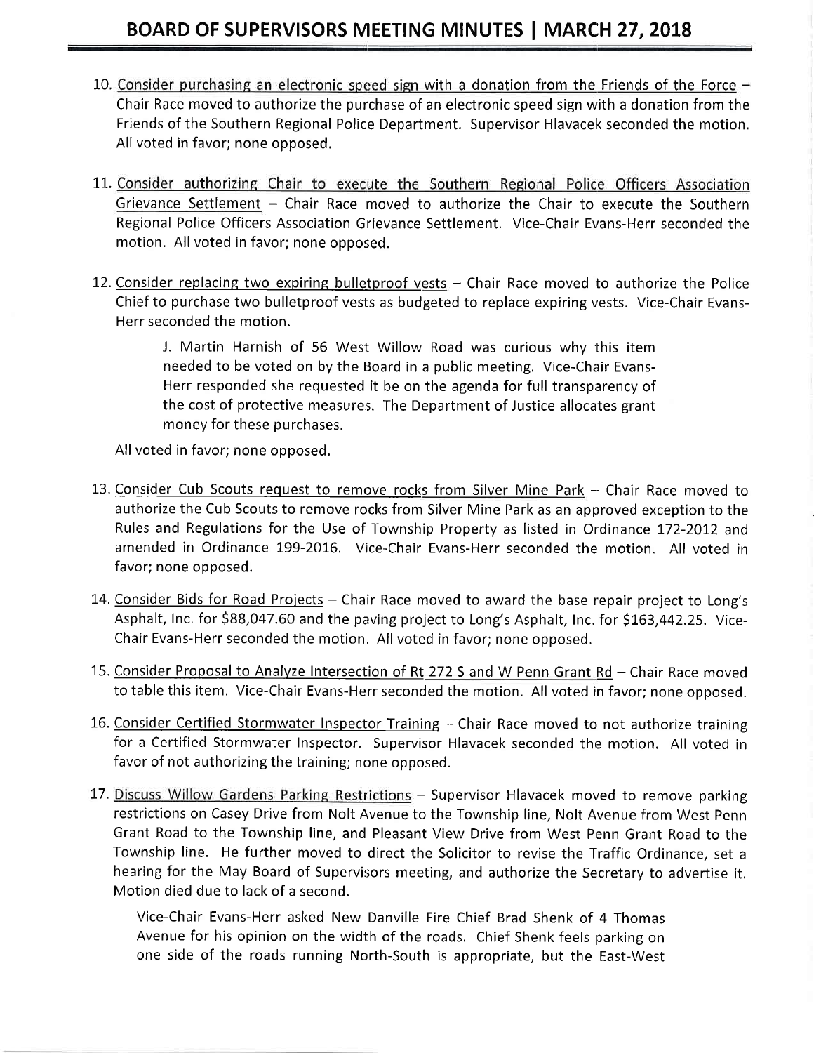10. Consider purchasing an electronic speed sign with a donation from the Friends of the Force – Chair Race moved to authorize the purchase of an electronic speed sign with a donation from the Friends of the Southern Regional Police Department. Supervisor Hlavacek seconded the motion. All voted in favor; none opposed.

11. Consider authorizing Chair to execute the Southern Regional Police Officers Association Grievance Settlement – Chair Race moved to authorize the Chair to execute the Southern Regional Police Officers Association Grievance Settlement. Vice-Chair Evans-Herr seconded the motion. All voted in favor; none opposed.

12. Consider replacing two expiring bulletproof vests – Chair Race moved to authorize the Police Chief to purchase two bulletproof vests as budgeted to replace expiring vests. Vice-Chair Evans-Herr seconded the motion.

    J. Martin Harnish of 56 West Willow Road was curious why this item needed to be voted on by the Board in a public meeting. Vice-Chair Evans-Herr responded she requested it be on the agenda for full transparency of the cost of protective measures. The Department of Justice allocates grant money for these purchases.

    All voted in favor; none opposed.

13. Consider Cub Scouts request to remove rocks from Silver Mine Park – Chair Race moved to authorize the Cub Scouts to remove rocks from Silver Mine Park as an approved exception to the Rules and Regulations for the Use of Township Property as listed in Ordinance 172-2012 and amended in Ordinance 199-2016. Vice-Chair Evans-Herr seconded the motion. All voted in favor; none opposed.

14. Consider Bids for Road Projects – Chair Race moved to award the base repair project to Long's Asphalt, Inc. for $88,047.60 and the paving project to Long's Asphalt, Inc. for $163,442.25. Vice-Chair Evans-Herr seconded the motion. All voted in favor; none opposed.

15. Consider Proposal to Analyze Intersection of Rt 272 S and W Penn Grant Rd – Chair Race moved to table this item. Vice-Chair Evans-Herr seconded the motion. All voted in favor; none opposed.

16. Consider Certified Stormwater Inspector Training – Chair Race moved to not authorize training for a Certified Stormwater Inspector. Supervisor Hlavacek seconded the motion. All voted in favor of not authorizing the training; none opposed.

17. Discuss Willow Gardens Parking Restrictions – Supervisor Hlavacek moved to remove parking restrictions on Casey Drive from Nolt Avenue to the Township line, Nolt Avenue from West Penn Grant Road to the Township line, and Pleasant View Drive from West Penn Grant Road to the Township line. He further moved to direct the Solicitor to revise the Traffic Ordinance, set a hearing for the May Board of Supervisors meeting, and authorize the Secretary to advertise it. Motion died due to lack of a second.

    Vice-Chair Evans-Herr asked New Danville Fire Chief Brad Shenk of 4 Thomas Avenue for his opinion on the width of the roads. Chief Shenk feels parking on one side of the roads running North-South is appropriate, but the East-West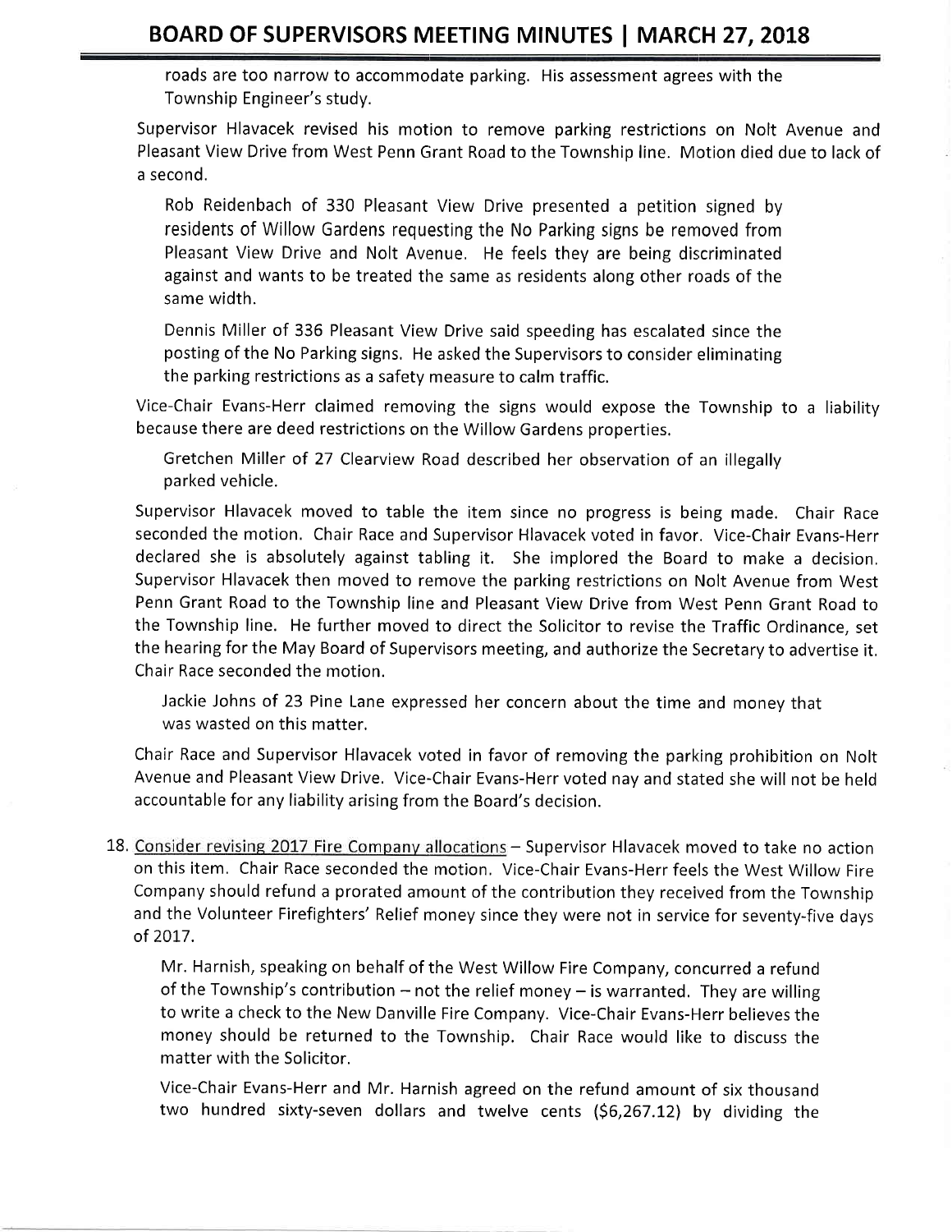roads are too narrow to accommodate parking. His assessment agrees with the Township Engineer's study.

Supervisor Hlavacek revised his motion to remove parking restrictions on Nolt Avenue and Pleasant View Drive from West Penn Grant Road to the Township line. Motion died due to lack of a second.

Rob Reidenbach of 330 Pleasant View Drive presented a petition signed by residents of Willow Gardens requesting the No Parking signs be removed from Pleasant View Drive and Nolt Avenue. He feels they are being discriminated against and wants to be treated the same as residents along other roads of the same width.

Dennis Miller of 336 Pleasant View Drive said speeding has escalated since the posting of the No Parking signs. He asked the Supervisors to consider eliminating the parking restrictions as a safety measure to calm traffic.

Vice-Chair Evans-Herr claimed removing the signs would expose the Township to a liability because there are deed restrictions on the Willow Gardens properties.

Gretchen Miller of 27 Clearview Road described her observation of an illegally parked vehicle.

Supervisor Hlavacek moved to table the item since no progress is being made. Chair Race seconded the motion. Chair Race and Supervisor Hlavacek voted in favor. Vice-Chair Evans-Herr declared she is absolutely against tabling it. She implored the Board to make a decision. Supervisor Hlavacek then moved to remove the parking restrictions on Nolt Avenue from West Penn Grant Road to the Township line and Pleasant View Drive from West Penn Grant Road to the Township line. He further moved to direct the Solicitor to revise the Traffic Ordinance, set the hearing for the May Board of Supervisors meeting, and authorize the Secretary to advertise it. Chair Race seconded the motion.

Jackie Johns of 23 Pine Lane expressed her concern about the time and money that was wasted on this matter.

Chair Race and Supervisor Hlavacek voted in favor of removing the parking prohibition on Nolt Avenue and Pleasant View Drive. Vice-Chair Evans-Herr voted nay and stated she will not be held accountable for any liability arising from the Board's decision.

18. Consider revising 2017 Fire Company allocations – Supervisor Hlavacek moved to take no action on this item. Chair Race seconded the motion. Vice-Chair Evans-Herr feels the West Willow Fire Company should refund a prorated amount of the contribution they received from the Township and the Volunteer Firefighters' Relief money since they were not in service for seventy-five days of 2017.

    Mr. Harnish, speaking on behalf of the West Willow Fire Company, concurred a refund of the Township's contribution – not the relief money – is warranted. They are willing to write a check to the New Danville Fire Company. Vice-Chair Evans-Herr believes the money should be returned to the Township. Chair Race would like to discuss the matter with the Solicitor.

    Vice-Chair Evans-Herr and Mr. Harnish agreed on the refund amount of six thousand two hundred sixty-seven dollars and twelve cents ($6,267.12) by dividing the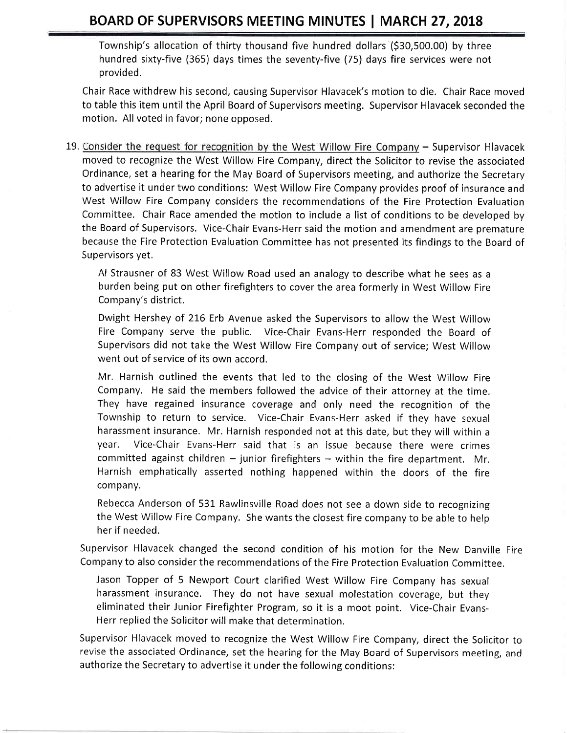Township's allocation of thirty thousand five hundred dollars ($30,500.00) by three hundred sixty-five (365) days times the seventy-five (75) days fire services were not provided.

Chair Race withdrew his second, causing Supervisor Hlavacek's motion to die. Chair Race moved to table this item until the April Board of Supervisors meeting. Supervisor Hlavacek seconded the motion. All voted in favor; none opposed.

19. Consider the request for recognition by the West Willow Fire Company – Supervisor Hlavacek moved to recognize the West Willow Fire Company, direct the Solicitor to revise the associated Ordinance, set a hearing for the May Board of Supervisors meeting, and authorize the Secretary to advertise it under two conditions: West Willow Fire Company provides proof of insurance and West Willow Fire Company considers the recommendations of the Fire Protection Evaluation Committee. Chair Race amended the motion to include a list of conditions to be developed by the Board of Supervisors. Vice-Chair Evans-Herr said the motion and amendment are premature because the Fire Protection Evaluation Committee has not presented its findings to the Board of Supervisors yet.

    Al Strausner of 83 West Willow Road used an analogy to describe what he sees as a burden being put on other firefighters to cover the area formerly in West Willow Fire Company's district.

    Dwight Hershey of 216 Erb Avenue asked the Supervisors to allow the West Willow Fire Company serve the public. Vice-Chair Evans-Herr responded the Board of Supervisors did not take the West Willow Fire Company out of service; West Willow went out of service of its own accord.

    Mr. Harnish outlined the events that led to the closing of the West Willow Fire Company. He said the members followed the advice of their attorney at the time. They have regained insurance coverage and only need the recognition of the Township to return to service. Vice-Chair Evans-Herr asked if they have sexual harassment insurance. Mr. Harnish responded not at this date, but they will within a year. Vice-Chair Evans-Herr said that is an issue because there were crimes committed against children – junior firefighters – within the fire department. Mr. Harnish emphatically asserted nothing happened within the doors of the fire company.

    Rebecca Anderson of 531 Rawlinsville Road does not see a down side to recognizing the West Willow Fire Company. She wants the closest fire company to be able to help her if needed.

    Supervisor Hlavacek changed the second condition of his motion for the New Danville Fire Company to also consider the recommendations of the Fire Protection Evaluation Committee.

    Jason Topper of 5 Newport Court clarified West Willow Fire Company has sexual harassment insurance. They do not have sexual molestation coverage, but they eliminated their Junior Firefighter Program, so it is a moot point. Vice-Chair Evans-Herr replied the Solicitor will make that determination.

    Supervisor Hlavacek moved to recognize the West Willow Fire Company, direct the Solicitor to revise the associated Ordinance, set the hearing for the May Board of Supervisors meeting, and authorize the Secretary to advertise it under the following conditions: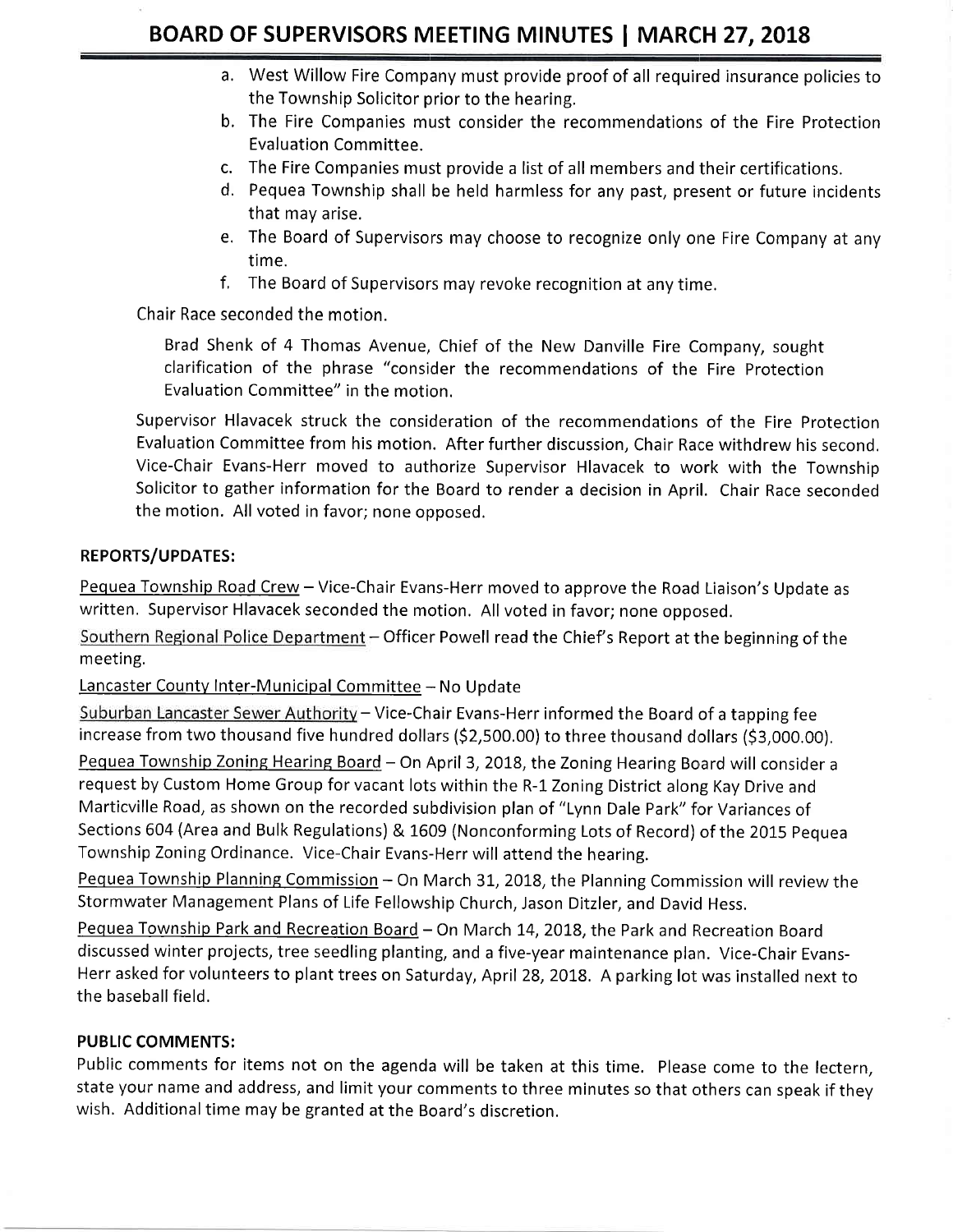- a. West Willow Fire Company must provide proof of all required insurance policies to the Township Solicitor prior to the hearing.
- b. The Fire Companies must consider the recommendations of the Fire Protection Evaluation Committee.
- c. The Fire Companies must provide a list of all members and their certifications.
- d. Pequea Township shall be held harmless for any past, present or future incidents that may arise.
- e. The Board of Supervisors may choose to recognize only one Fire Company at any time.
- f. The Board of Supervisors may revoke recognition at any time.

Chair Race seconded the motion.

Brad Shenk of 4 Thomas Avenue, Chief of the New Danville Fire Company, sought clarification of the phrase "consider the recommendations of the Fire Protection Evaluation Committee" in the motion.

Supervisor Hlavacek struck the consideration of the recommendations of the Fire Protection Evaluation Committee from his motion. After further discussion, Chair Race withdrew his second. Vice-Chair Evans-Herr moved to authorize Supervisor Hlavacek to work with the Township Solicitor to gather information for the Board to render a decision in April. Chair Race seconded the motion. All voted in favor; none opposed.

**REPORTS/UPDATES:**

Pequea Township Road Crew – Vice-Chair Evans-Herr moved to approve the Road Liaison's Update as written. Supervisor Hlavacek seconded the motion. All voted in favor; none opposed.

Southern Regional Police Department – Officer Powell read the Chief's Report at the beginning of the meeting.

Lancaster County Inter-Municipal Committee – No Update

Suburban Lancaster Sewer Authority – Vice-Chair Evans-Herr informed the Board of a tapping fee increase from two thousand five hundred dollars ($2,500.00) to three thousand dollars ($3,000.00).

Pequea Township Zoning Hearing Board – On April 3, 2018, the Zoning Hearing Board will consider a request by Custom Home Group for vacant lots within the R-1 Zoning District along Kay Drive and Marticville Road, as shown on the recorded subdivision plan of "Lynn Dale Park" for Variances of Sections 604 (Area and Bulk Regulations) & 1609 (Nonconforming Lots of Record) of the 2015 Pequea Township Zoning Ordinance. Vice-Chair Evans-Herr will attend the hearing.

Pequea Township Planning Commission – On March 31, 2018, the Planning Commission will review the Stormwater Management Plans of Life Fellowship Church, Jason Ditzler, and David Hess.

Pequea Township Park and Recreation Board – On March 14, 2018, the Park and Recreation Board discussed winter projects, tree seedling planting, and a five-year maintenance plan. Vice-Chair Evans-Herr asked for volunteers to plant trees on Saturday, April 28, 2018. A parking lot was installed next to the baseball field.

**PUBLIC COMMENTS:**

Public comments for items not on the agenda will be taken at this time. Please come to the lectern, state your name and address, and limit your comments to three minutes so that others can speak if they wish. Additional time may be granted at the Board's discretion.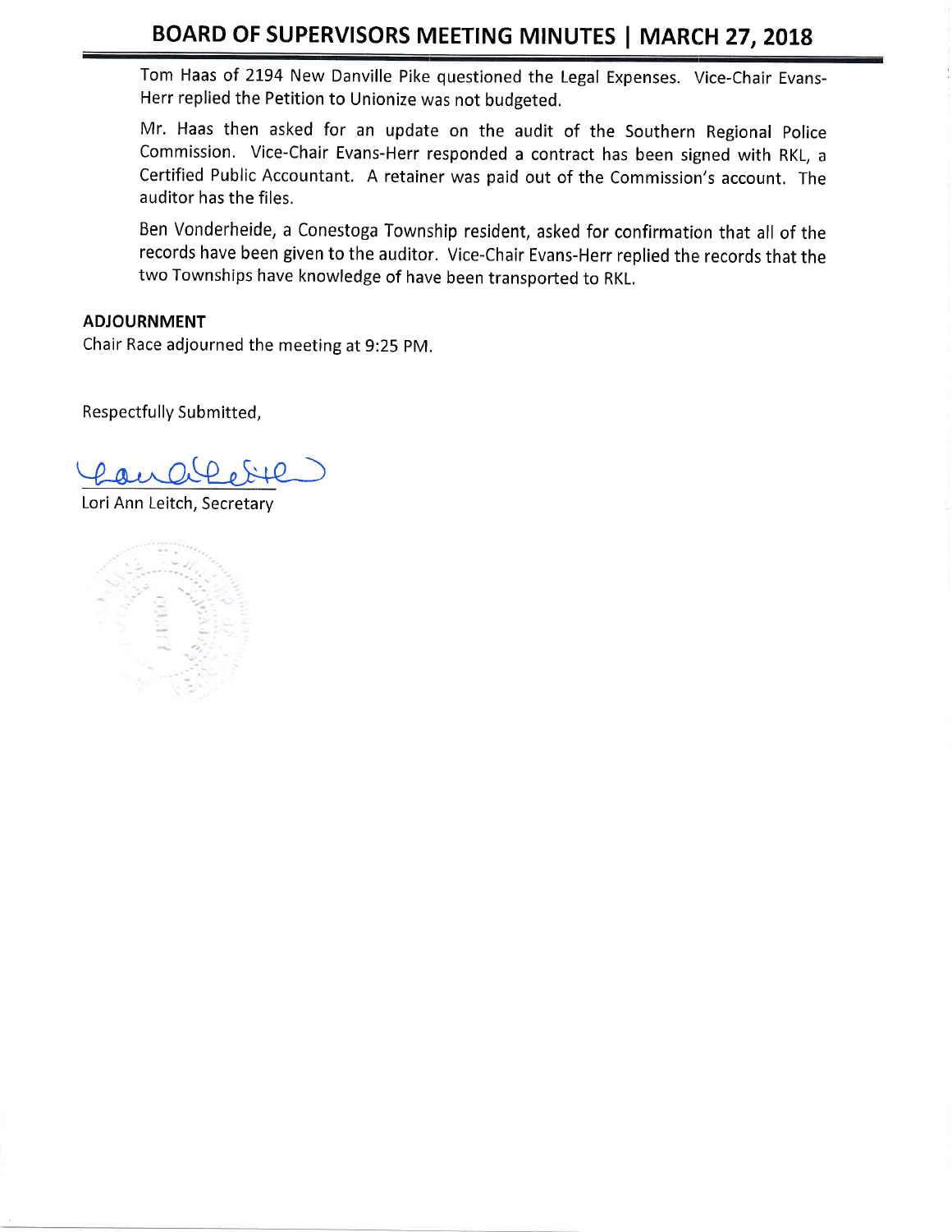Tom Haas of 2194 New Danville Pike questioned the Legal Expenses. Vice-Chair Evans-Herr replied the Petition to Unionize was not budgeted.

Mr. Haas then asked for an update on the audit of the Southern Regional Police Commission. Vice-Chair Evans-Herr responded a contract has been signed with RKL, a Certified Public Accountant. A retainer was paid out of the Commission's account. The auditor has the files.

Ben Vonderheide, a Conestoga Township resident, asked for confirmation that all of the records have been given to the auditor. Vice-Chair Evans-Herr replied the records that the two Townships have knowledge of have been transported to RKL.

**ADJOURNMENT**

Chair Race adjourned the meeting at 9:25 PM.

Respectfully Submitted,

Lori Ann Leitch, Secretary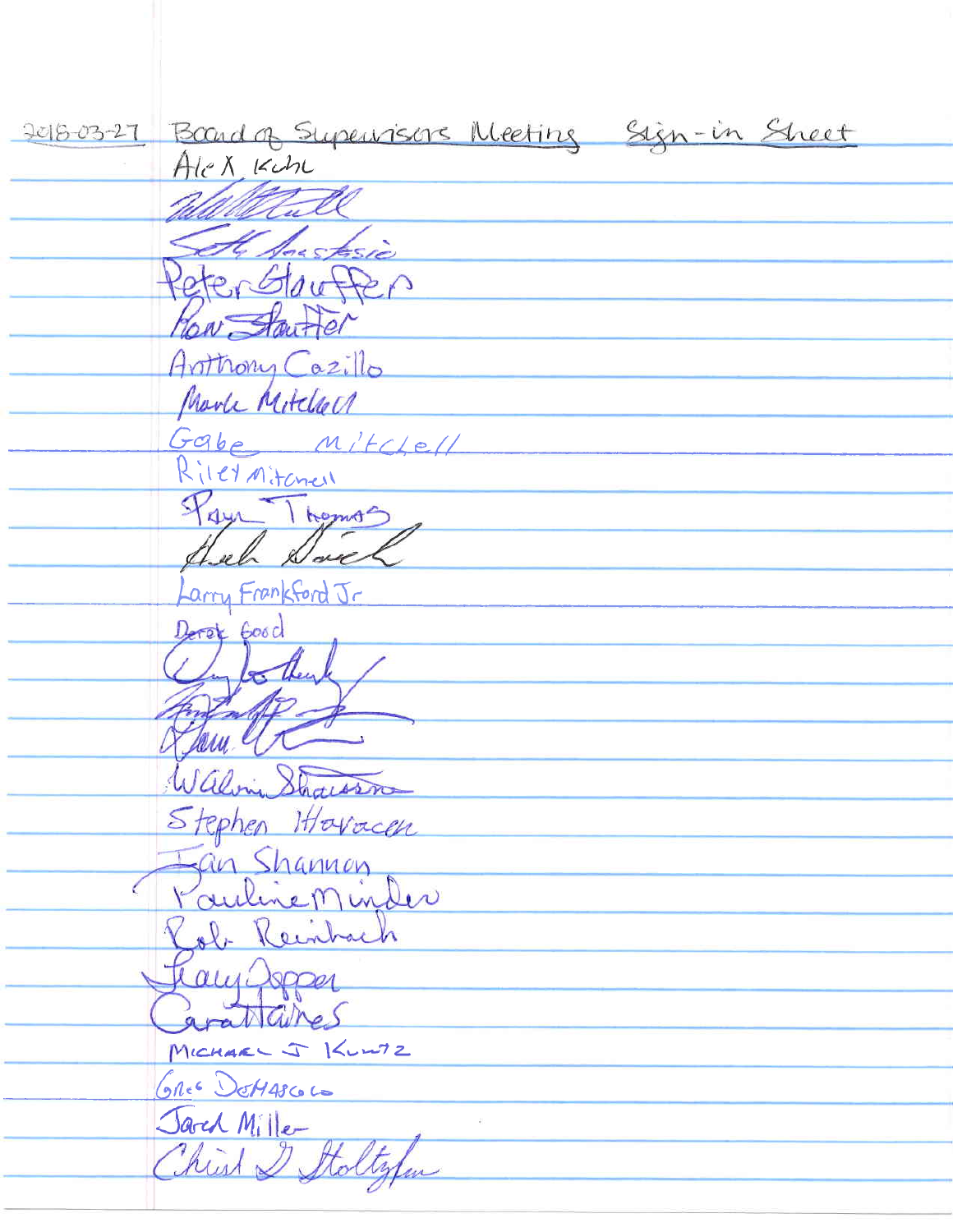2018-03-27 Board of Supervisors Meeting Sign-in Sheet

Alex Kuhl

[illegible signature]

[illegible signature]

Peter Stauffer

Ron Stauffer

Anthony Cazillo

Mark Mitchell

Gabe Mitchell

Riley Mitchell

Paul Thomas

[illegible signature]

Larry Frankford Jr

Derek Good

[illegible signature]

[illegible signature]

[illegible signature]

Walvin Shausson

Stephen Havacen

Ian Shannon

Pauline Minder

Rob Reinbach

Tracy Depper

Cara Haines

MICHAEL J KUNTZ

Greg DeMarco

Jared Miller

Christ D Stoltzfus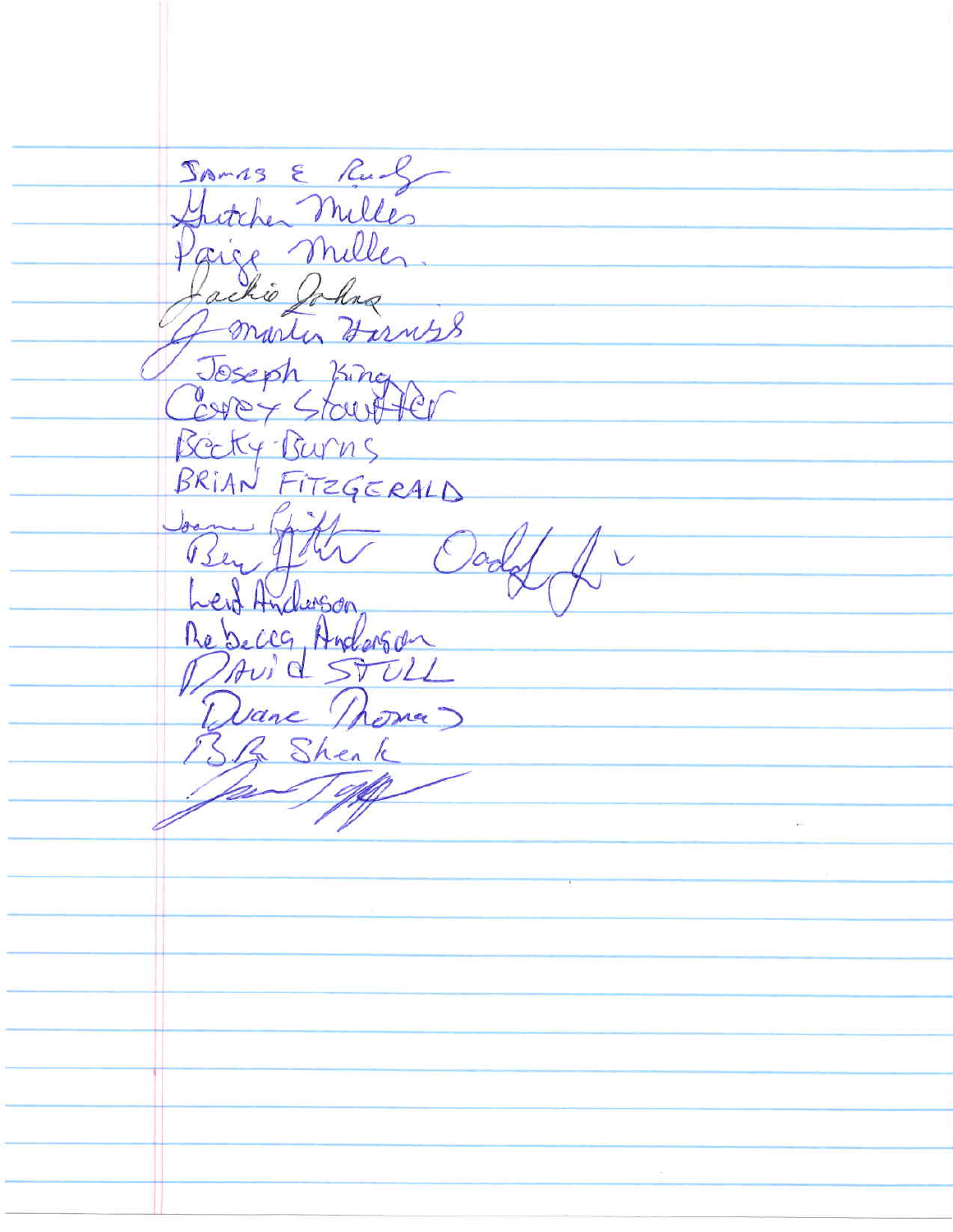James E Rudy
Gretchen Miller
Paige Miller
Jackie Johns
J Martin Harris
Joseph King
Corey Stouffer
Becky Burns
BRIAN FITZGERALD
Joanne Griffith
Ben Jolin Oakley Jr
Leif Anderson
Rebecca Anderson
DAVID STULL
Duane Thomas
B.R. Shenk
Jim Topp